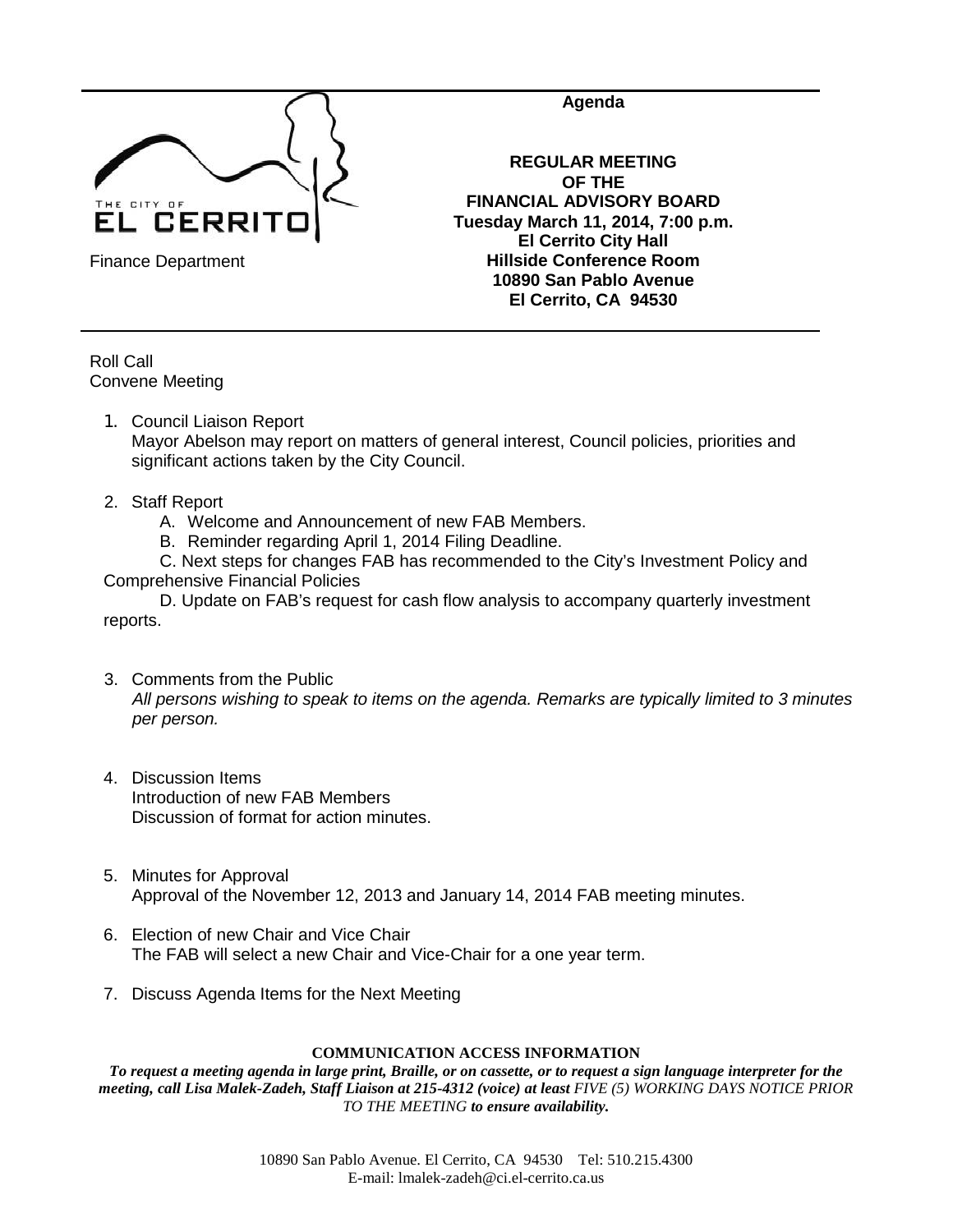The City of EL CERRITO

Finance Department

**Agenda**

**REGULAR MEETING**
**OF THE**
**FINANCIAL ADVISORY BOARD**
**Tuesday March 11, 2014, 7:00 p.m.**
**El Cerrito City Hall**
**Hillside Conference Room**
**10890 San Pablo Avenue**
**El Cerrito, CA 94530**

---

Roll Call
Convene Meeting

1. Council Liaison Report
   Mayor Abelson may report on matters of general interest, Council policies, priorities and significant actions taken by the City Council.

2. Staff Report
   A. Welcome and Announcement of new FAB Members.
   B. Reminder regarding April 1, 2014 Filing Deadline.
   C. Next steps for changes FAB has recommended to the City's Investment Policy and Comprehensive Financial Policies
   D. Update on FAB's request for cash flow analysis to accompany quarterly investment reports.

3. Comments from the Public
   *All persons wishing to speak to items on the agenda. Remarks are typically limited to 3 minutes per person.*

4. Discussion Items
   Introduction of new FAB Members
   Discussion of format for action minutes.

5. Minutes for Approval
   Approval of the November 12, 2013 and January 14, 2014 FAB meeting minutes.

6. Election of new Chair and Vice Chair
   The FAB will select a new Chair and Vice-Chair for a one year term.

7. Discuss Agenda Items for the Next Meeting

**COMMUNICATION ACCESS INFORMATION**

***To request a meeting agenda in large print, Braille, or on cassette, or to request a sign language interpreter for the meeting, call Lisa Malek-Zadeh, Staff Liaison at 215-4312 (voice) at least*** *FIVE (5) WORKING DAYS NOTICE PRIOR TO THE MEETING* ***to ensure availability.***

10890 San Pablo Avenue. El Cerrito, CA 94530 Tel: 510.215.4300
E-mail: lmalek-zadeh@ci.el-cerrito.ca.us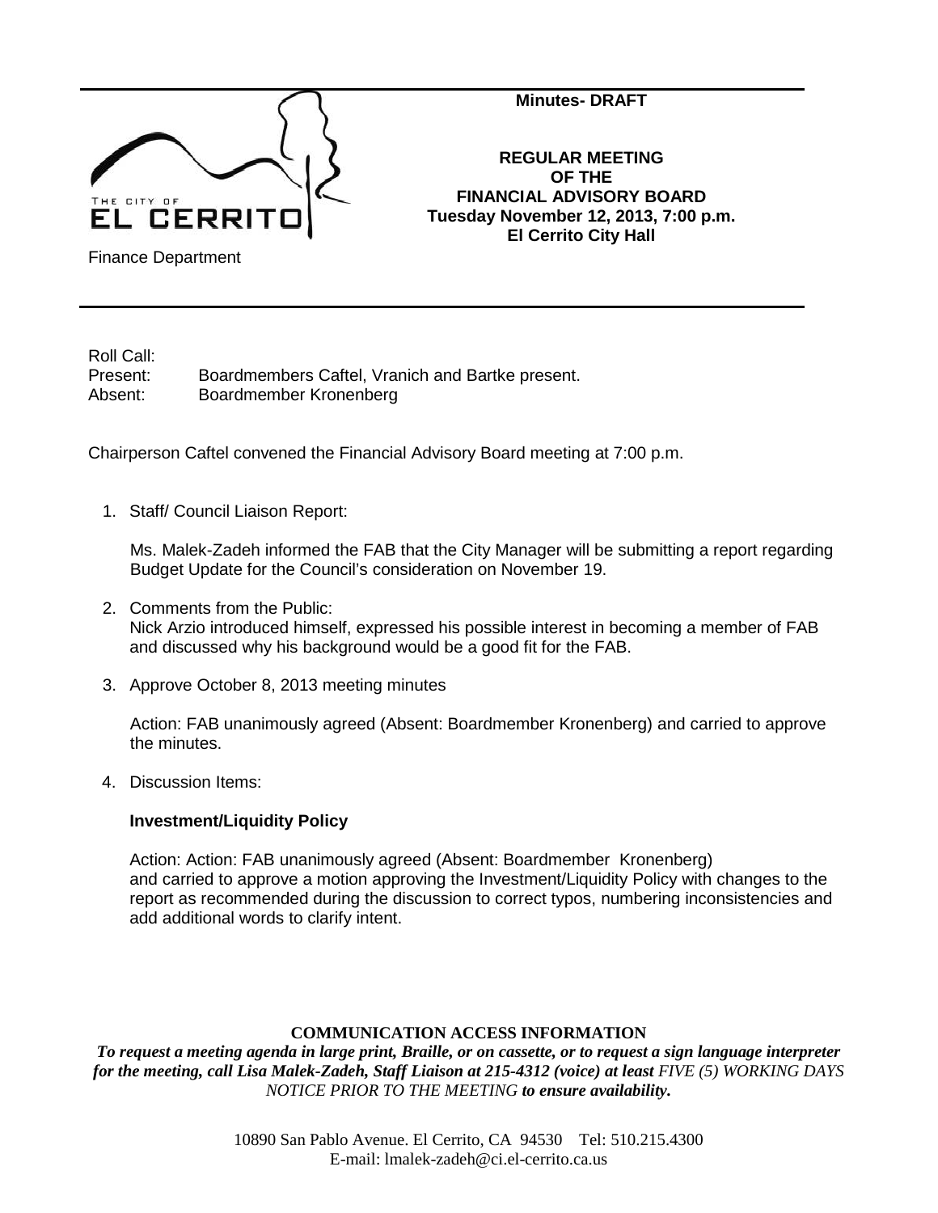**Minutes- DRAFT**

**REGULAR MEETING**
**OF THE**
**FINANCIAL ADVISORY BOARD**
**Tuesday November 12, 2013, 7:00 p.m.**
**El Cerrito City Hall**

THE CITY OF EL CERRITO

Finance Department

Roll Call:
Present: Boardmembers Caftel, Vranich and Bartke present.
Absent: Boardmember Kronenberg

Chairperson Caftel convened the Financial Advisory Board meeting at 7:00 p.m.

1. Staff/ Council Liaison Report:

   Ms. Malek-Zadeh informed the FAB that the City Manager will be submitting a report regarding Budget Update for the Council's consideration on November 19.

2. Comments from the Public:
   Nick Arzio introduced himself, expressed his possible interest in becoming a member of FAB and discussed why his background would be a good fit for the FAB.

3. Approve October 8, 2013 meeting minutes

   Action: FAB unanimously agreed (Absent: Boardmember Kronenberg) and carried to approve the minutes.

4. Discussion Items:

   **Investment/Liquidity Policy**

   Action: Action: FAB unanimously agreed (Absent: Boardmember Kronenberg) and carried to approve a motion approving the Investment/Liquidity Policy with changes to the report as recommended during the discussion to correct typos, numbering inconsistencies and add additional words to clarify intent.

**COMMUNICATION ACCESS INFORMATION**

***To request a meeting agenda in large print, Braille, or on cassette, or to request a sign language interpreter for the meeting, call Lisa Malek-Zadeh, Staff Liaison at 215-4312 (voice) at least*** *FIVE (5) WORKING DAYS NOTICE PRIOR TO THE MEETING* ***to ensure availability.***

10890 San Pablo Avenue. El Cerrito, CA 94530 Tel: 510.215.4300
E-mail: lmalek-zadeh@ci.el-cerrito.ca.us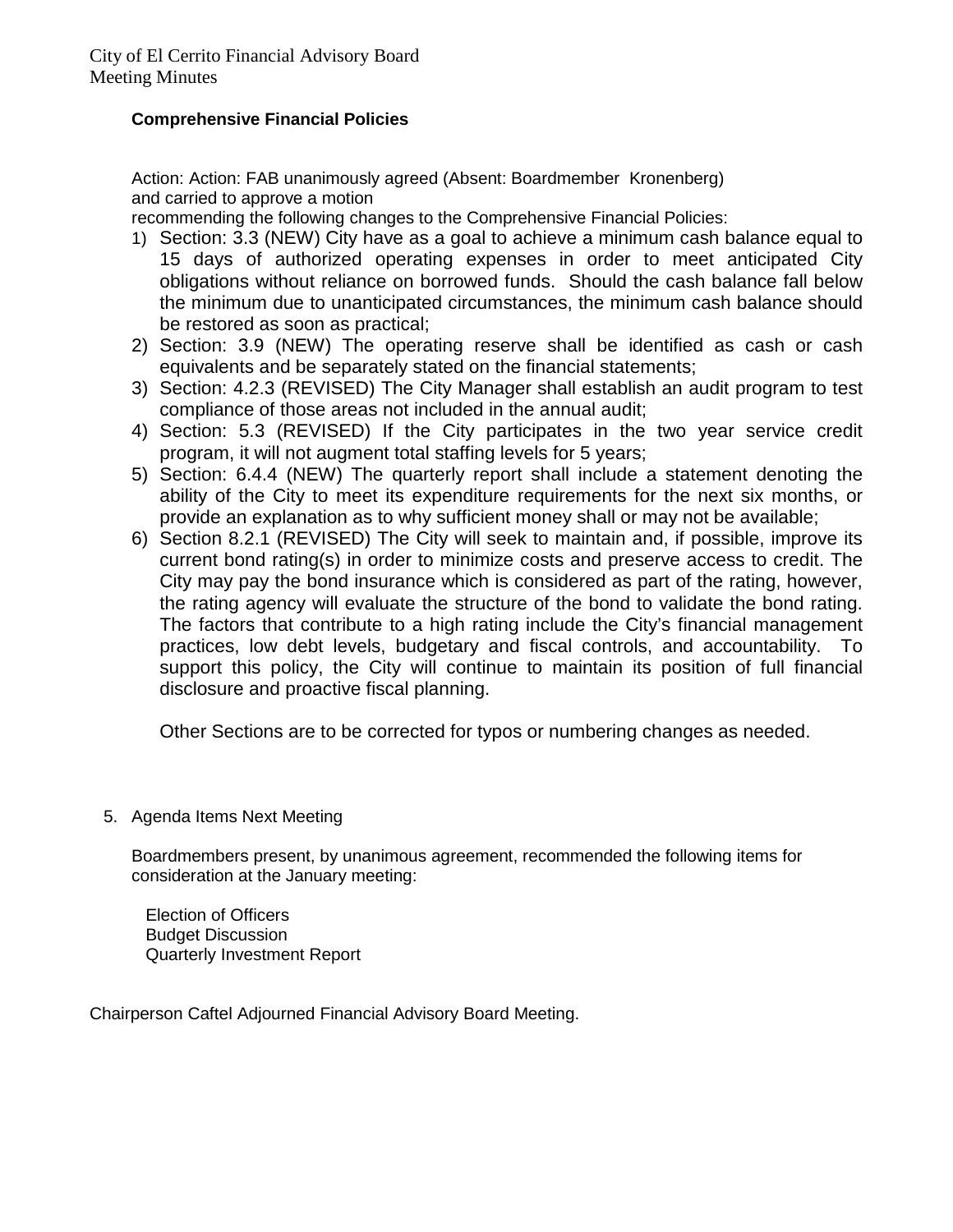**Comprehensive Financial Policies**

Action: Action: FAB unanimously agreed (Absent: Boardmember Kronenberg) and carried to approve a motion recommending the following changes to the Comprehensive Financial Policies:

1) Section: 3.3 (NEW) City have as a goal to achieve a minimum cash balance equal to 15 days of authorized operating expenses in order to meet anticipated City obligations without reliance on borrowed funds. Should the cash balance fall below the minimum due to unanticipated circumstances, the minimum cash balance should be restored as soon as practical;
2) Section: 3.9 (NEW) The operating reserve shall be identified as cash or cash equivalents and be separately stated on the financial statements;
3) Section: 4.2.3 (REVISED) The City Manager shall establish an audit program to test compliance of those areas not included in the annual audit;
4) Section: 5.3 (REVISED) If the City participates in the two year service credit program, it will not augment total staffing levels for 5 years;
5) Section: 6.4.4 (NEW) The quarterly report shall include a statement denoting the ability of the City to meet its expenditure requirements for the next six months, or provide an explanation as to why sufficient money shall or may not be available;
6) Section 8.2.1 (REVISED) The City will seek to maintain and, if possible, improve its current bond rating(s) in order to minimize costs and preserve access to credit. The City may pay the bond insurance which is considered as part of the rating, however, the rating agency will evaluate the structure of the bond to validate the bond rating. The factors that contribute to a high rating include the City's financial management practices, low debt levels, budgetary and fiscal controls, and accountability. To support this policy, the City will continue to maintain its position of full financial disclosure and proactive fiscal planning.

   Other Sections are to be corrected for typos or numbering changes as needed.

5. Agenda Items Next Meeting

   Boardmembers present, by unanimous agreement, recommended the following items for consideration at the January meeting:

   Election of Officers
   Budget Discussion
   Quarterly Investment Report

Chairperson Caftel Adjourned Financial Advisory Board Meeting.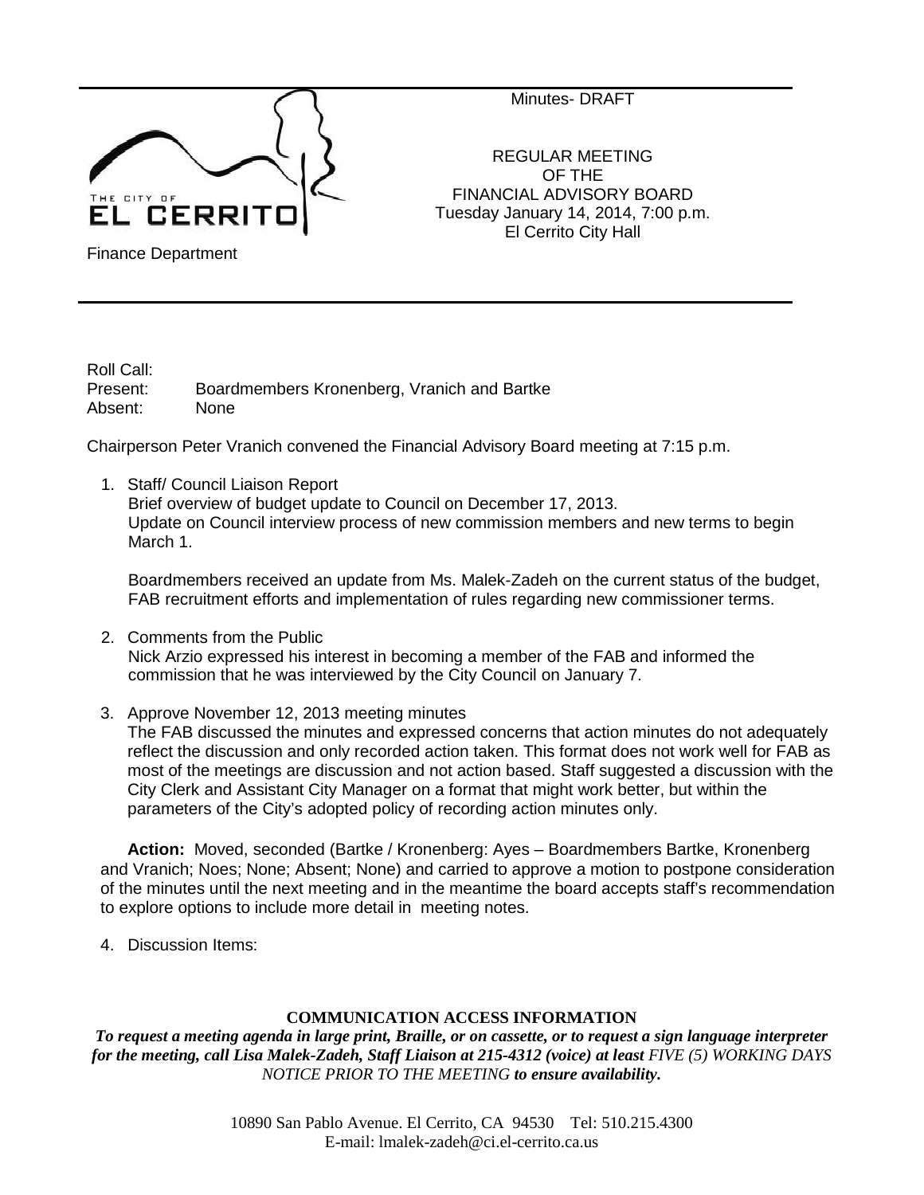Finance Department

Minutes- DRAFT

REGULAR MEETING
OF THE
FINANCIAL ADVISORY BOARD
Tuesday January 14, 2014, 7:00 p.m.
El Cerrito City Hall

---

Roll Call:
Present: Boardmembers Kronenberg, Vranich and Bartke
Absent: None

Chairperson Peter Vranich convened the Financial Advisory Board meeting at 7:15 p.m.

1. Staff/ Council Liaison Report
   Brief overview of budget update to Council on December 17, 2013.
   Update on Council interview process of new commission members and new terms to begin March 1.

   Boardmembers received an update from Ms. Malek-Zadeh on the current status of the budget, FAB recruitment efforts and implementation of rules regarding new commissioner terms.

2. Comments from the Public
   Nick Arzio expressed his interest in becoming a member of the FAB and informed the commission that he was interviewed by the City Council on January 7.

3. Approve November 12, 2013 meeting minutes
   The FAB discussed the minutes and expressed concerns that action minutes do not adequately reflect the discussion and only recorded action taken. This format does not work well for FAB as most of the meetings are discussion and not action based. Staff suggested a discussion with the City Clerk and Assistant City Manager on a format that might work better, but within the parameters of the City's adopted policy of recording action minutes only.

   **Action:** Moved, seconded (Bartke / Kronenberg: Ayes – Boardmembers Bartke, Kronenberg and Vranich; Noes; None; Absent; None) and carried to approve a motion to postpone consideration of the minutes until the next meeting and in the meantime the board accepts staff's recommendation to explore options to include more detail in meeting notes.

4. Discussion Items:

**COMMUNICATION ACCESS INFORMATION**

***To request a meeting agenda in large print, Braille, or on cassette, or to request a sign language interpreter for the meeting, call Lisa Malek-Zadeh, Staff Liaison at 215-4312 (voice) at least** FIVE (5) WORKING DAYS NOTICE PRIOR TO THE MEETING **to ensure availability.***

10890 San Pablo Avenue. El Cerrito, CA 94530 Tel: 510.215.4300
E-mail: lmalek-zadeh@ci.el-cerrito.ca.us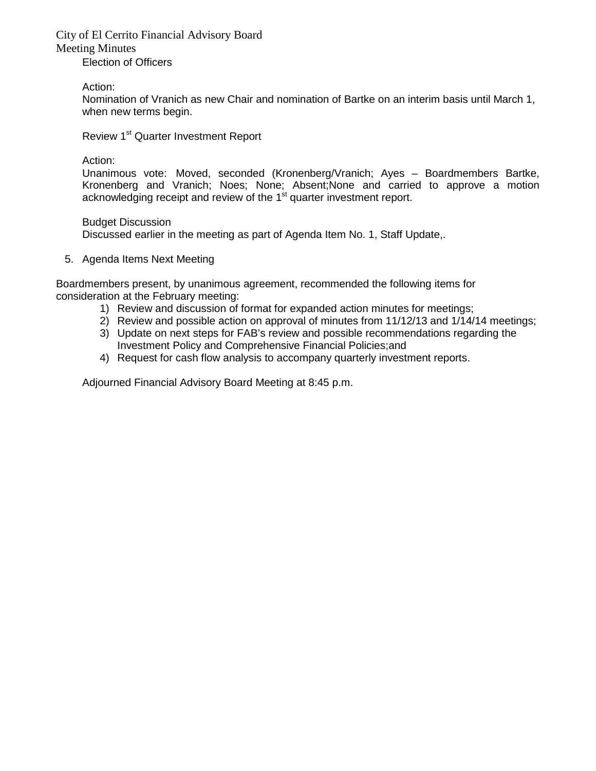Election of Officers

Action:
Nomination of Vranich as new Chair and nomination of Bartke on an interim basis until March 1, when new terms begin.

Review 1st Quarter Investment Report

Action:
Unanimous vote: Moved, seconded (Kronenberg/Vranich; Ayes – Boardmembers Bartke, Kronenberg and Vranich; Noes; None; Absent;None and carried to approve a motion acknowledging receipt and review of the 1st quarter investment report.

Budget Discussion
Discussed earlier in the meeting as part of Agenda Item No. 1, Staff Update,.

5. Agenda Items Next Meeting

Boardmembers present, by unanimous agreement, recommended the following items for consideration at the February meeting:

1) Review and discussion of format for expanded action minutes for meetings;
2) Review and possible action on approval of minutes from 11/12/13 and 1/14/14 meetings;
3) Update on next steps for FAB's review and possible recommendations regarding the Investment Policy and Comprehensive Financial Policies;and
4) Request for cash flow analysis to accompany quarterly investment reports.

Adjourned Financial Advisory Board Meeting at 8:45 p.m.